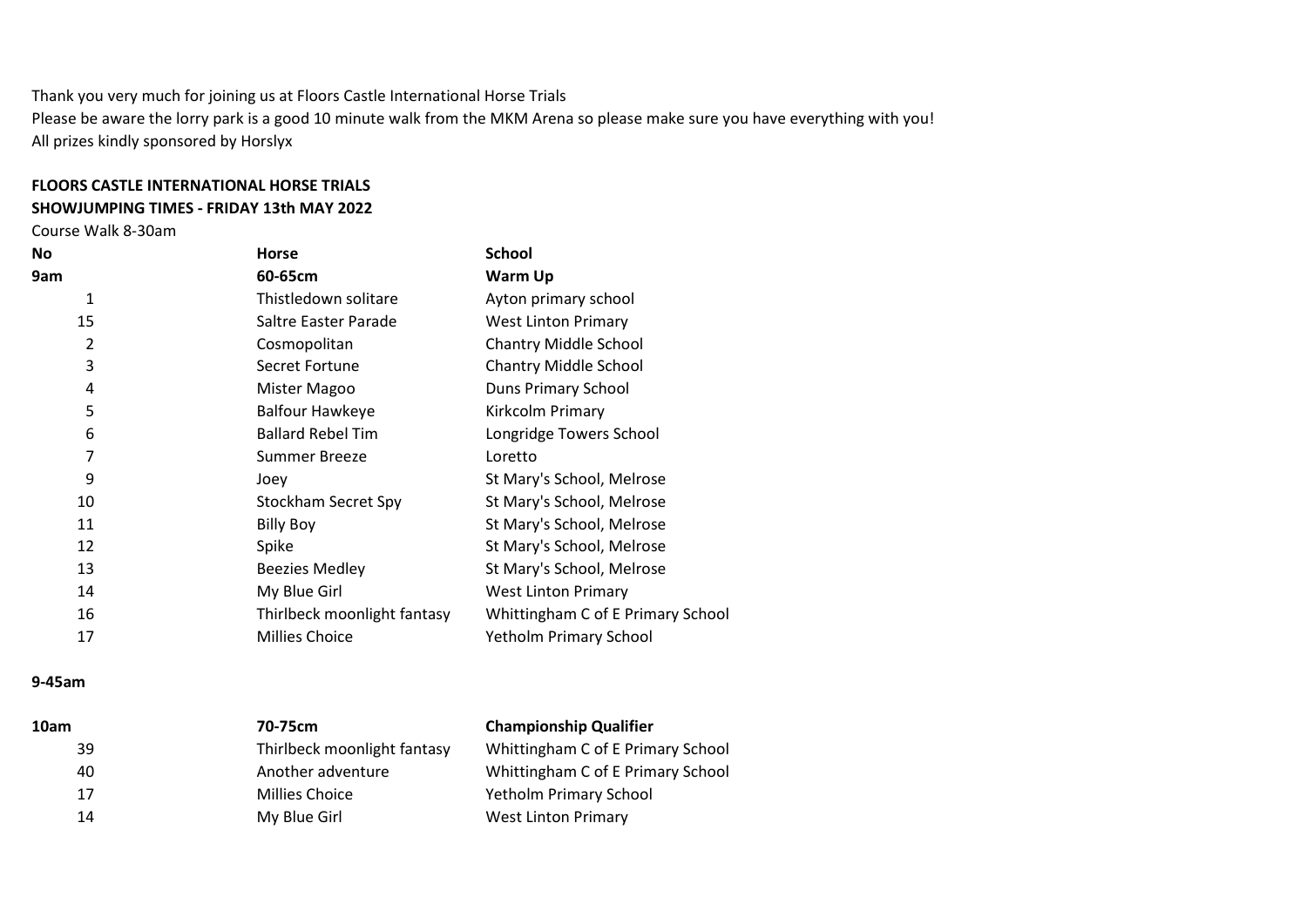Thank you very much for joining us at Floors Castle International Horse Trials
Please be aware the lorry park is a good 10 minute walk from the MKM Arena so please make sure you have everything with you!
All prizes kindly sponsored by Horslyx

**FLOORS CASTLE INTERNATIONAL HORSE TRIALS**
**SHOWJUMPING TIMES - FRIDAY 13th MAY 2022**

Course Walk 8-30am

| No | Horse | School |
|---|---|---|
| **9am** | **60-65cm** | **Warm Up** |
| 1 | Thistledown solitare | Ayton primary school |
| 15 | Saltre Easter Parade | West Linton Primary |
| 2 | Cosmopolitan | Chantry Middle School |
| 3 | Secret Fortune | Chantry Middle School |
| 4 | Mister Magoo | Duns Primary School |
| 5 | Balfour Hawkeye | Kirkcolm Primary |
| 6 | Ballard Rebel Tim | Longridge Towers School |
| 7 | Summer Breeze | Loretto |
| 9 | Joey | St Mary's School, Melrose |
| 10 | Stockham Secret Spy | St Mary's School, Melrose |
| 11 | Billy Boy | St Mary's School, Melrose |
| 12 | Spike | St Mary's School, Melrose |
| 13 | Beezies Medley | St Mary's School, Melrose |
| 14 | My Blue Girl | West Linton Primary |
| 16 | Thirlbeck moonlight fantasy | Whittingham C of E Primary School |
| 17 | Millies Choice | Yetholm Primary School |
| | | |
| **9-45am** | | |
| | | |
| **10am** | **70-75cm** | **Championship Qualifier** |
| 39 | Thirlbeck moonlight fantasy | Whittingham C of E Primary School |
| 40 | Another adventure | Whittingham C of E Primary School |
| 17 | Millies Choice | Yetholm Primary School |
| 14 | My Blue Girl | West Linton Primary |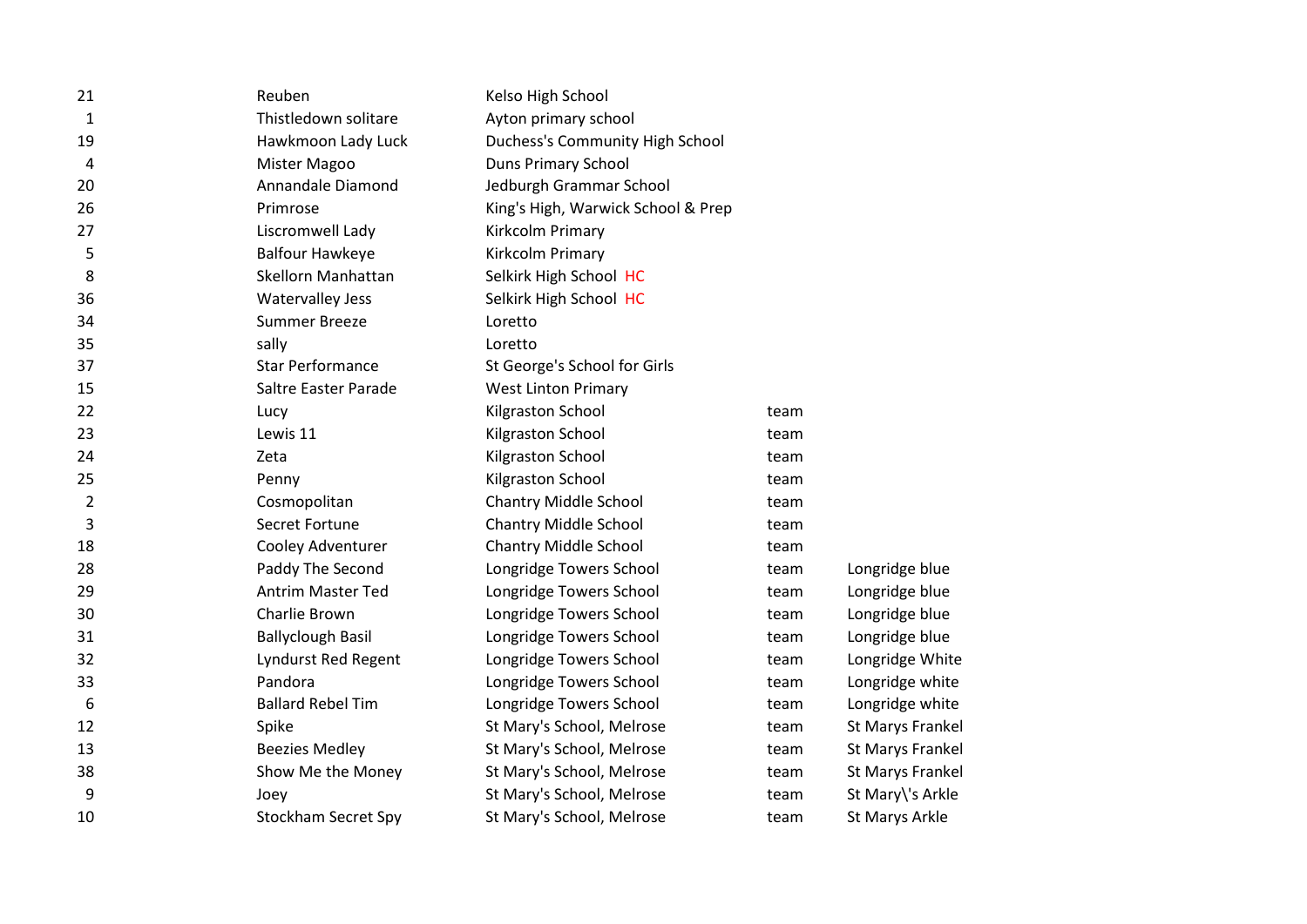| | | | | |
|---|---|---|---|---|
| 21 | Reuben | Kelso High School | | |
| 1 | Thistledown solitare | Ayton primary school | | |
| 19 | Hawkmoon Lady Luck | Duchess's Community High School | | |
| 4 | Mister Magoo | Duns Primary School | | |
| 20 | Annandale Diamond | Jedburgh Grammar School | | |
| 26 | Primrose | King's High, Warwick School & Prep | | |
| 27 | Liscromwell Lady | Kirkcolm Primary | | |
| 5 | Balfour Hawkeye | Kirkcolm Primary | | |
| 8 | Skellorn Manhattan | Selkirk High School HC | | |
| 36 | Watervalley Jess | Selkirk High School HC | | |
| 34 | Summer Breeze | Loretto | | |
| 35 | sally | Loretto | | |
| 37 | Star Performance | St George's School for Girls | | |
| 15 | Saltre Easter Parade | West Linton Primary | | |
| 22 | Lucy | Kilgraston School | team | |
| 23 | Lewis 11 | Kilgraston School | team | |
| 24 | Zeta | Kilgraston School | team | |
| 25 | Penny | Kilgraston School | team | |
| 2 | Cosmopolitan | Chantry Middle School | team | |
| 3 | Secret Fortune | Chantry Middle School | team | |
| 18 | Cooley Adventurer | Chantry Middle School | team | |
| 28 | Paddy The Second | Longridge Towers School | team | Longridge blue |
| 29 | Antrim Master Ted | Longridge Towers School | team | Longridge blue |
| 30 | Charlie Brown | Longridge Towers School | team | Longridge blue |
| 31 | Ballyclough Basil | Longridge Towers School | team | Longridge blue |
| 32 | Lyndurst Red Regent | Longridge Towers School | team | Longridge White |
| 33 | Pandora | Longridge Towers School | team | Longridge white |
| 6 | Ballard Rebel Tim | Longridge Towers School | team | Longridge white |
| 12 | Spike | St Mary's School, Melrose | team | St Marys Frankel |
| 13 | Beezies Medley | St Mary's School, Melrose | team | St Marys Frankel |
| 38 | Show Me the Money | St Mary's School, Melrose | team | St Marys Frankel |
| 9 | Joey | St Mary's School, Melrose | team | St Mary\'s Arkle |
| 10 | Stockham Secret Spy | St Mary's School, Melrose | team | St Marys Arkle |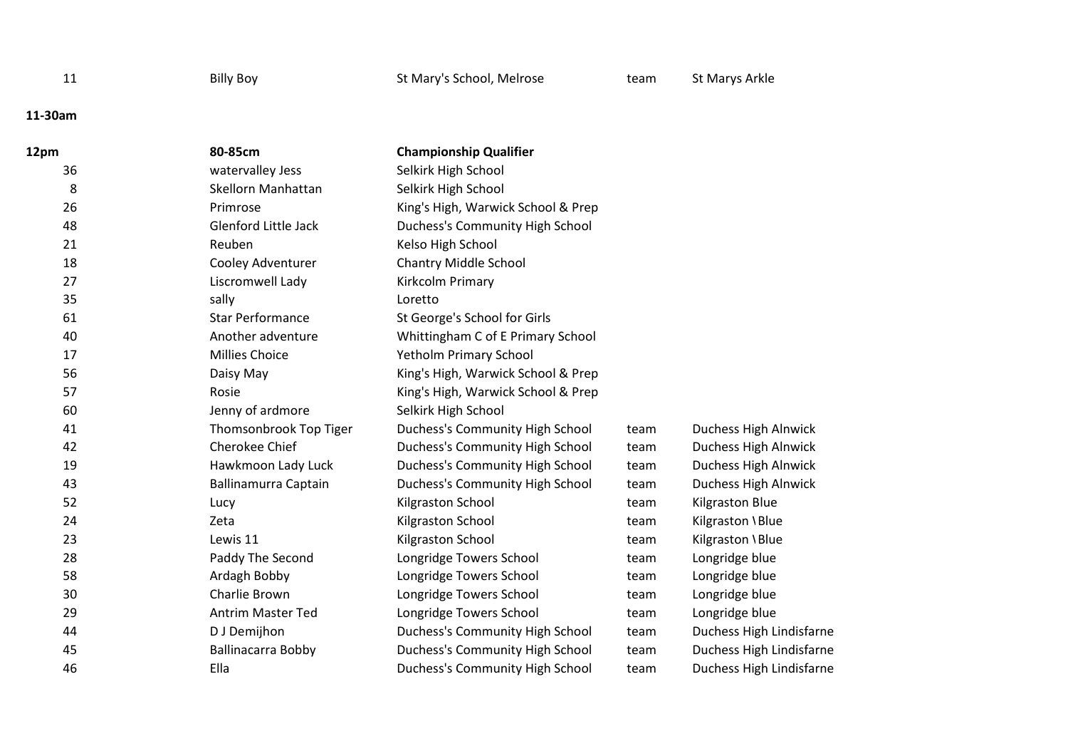| | | | | |
|---|---|---|---|---|
| 11 | Billy Boy | St Mary's School, Melrose | team | St Marys Arkle |
| **11-30am** | | | | |
| **12pm** | **80-85cm** | **Championship Qualifier** | | |
| 36 | watervalley Jess | Selkirk High School | | |
| 8 | Skellorn Manhattan | Selkirk High School | | |
| 26 | Primrose | King's High, Warwick School & Prep | | |
| 48 | Glenford Little Jack | Duchess's Community High School | | |
| 21 | Reuben | Kelso High School | | |
| 18 | Cooley Adventurer | Chantry Middle School | | |
| 27 | Liscromwell Lady | Kirkcolm Primary | | |
| 35 | sally | Loretto | | |
| 61 | Star Performance | St George's School for Girls | | |
| 40 | Another adventure | Whittingham C of E Primary School | | |
| 17 | Millies Choice | Yetholm Primary School | | |
| 56 | Daisy May | King's High, Warwick School & Prep | | |
| 57 | Rosie | King's High, Warwick School & Prep | | |
| 60 | Jenny of ardmore | Selkirk High School | | |
| 41 | Thomsonbrook Top Tiger | Duchess's Community High School | team | Duchess High Alnwick |
| 42 | Cherokee Chief | Duchess's Community High School | team | Duchess High Alnwick |
| 19 | Hawkmoon Lady Luck | Duchess's Community High School | team | Duchess High Alnwick |
| 43 | Ballinamurra Captain | Duchess's Community High School | team | Duchess High Alnwick |
| 52 | Lucy | Kilgraston School | team | Kilgraston Blue |
| 24 | Zeta | Kilgraston School | team | Kilgraston \Blue |
| 23 | Lewis 11 | Kilgraston School | team | Kilgraston \Blue |
| 28 | Paddy The Second | Longridge Towers School | team | Longridge blue |
| 58 | Ardagh Bobby | Longridge Towers School | team | Longridge blue |
| 30 | Charlie Brown | Longridge Towers School | team | Longridge blue |
| 29 | Antrim Master Ted | Longridge Towers School | team | Longridge blue |
| 44 | D J Demijhon | Duchess's Community High School | team | Duchess High Lindisfarne |
| 45 | Ballinacarra Bobby | Duchess's Community High School | team | Duchess High Lindisfarne |
| 46 | Ella | Duchess's Community High School | team | Duchess High Lindisfarne |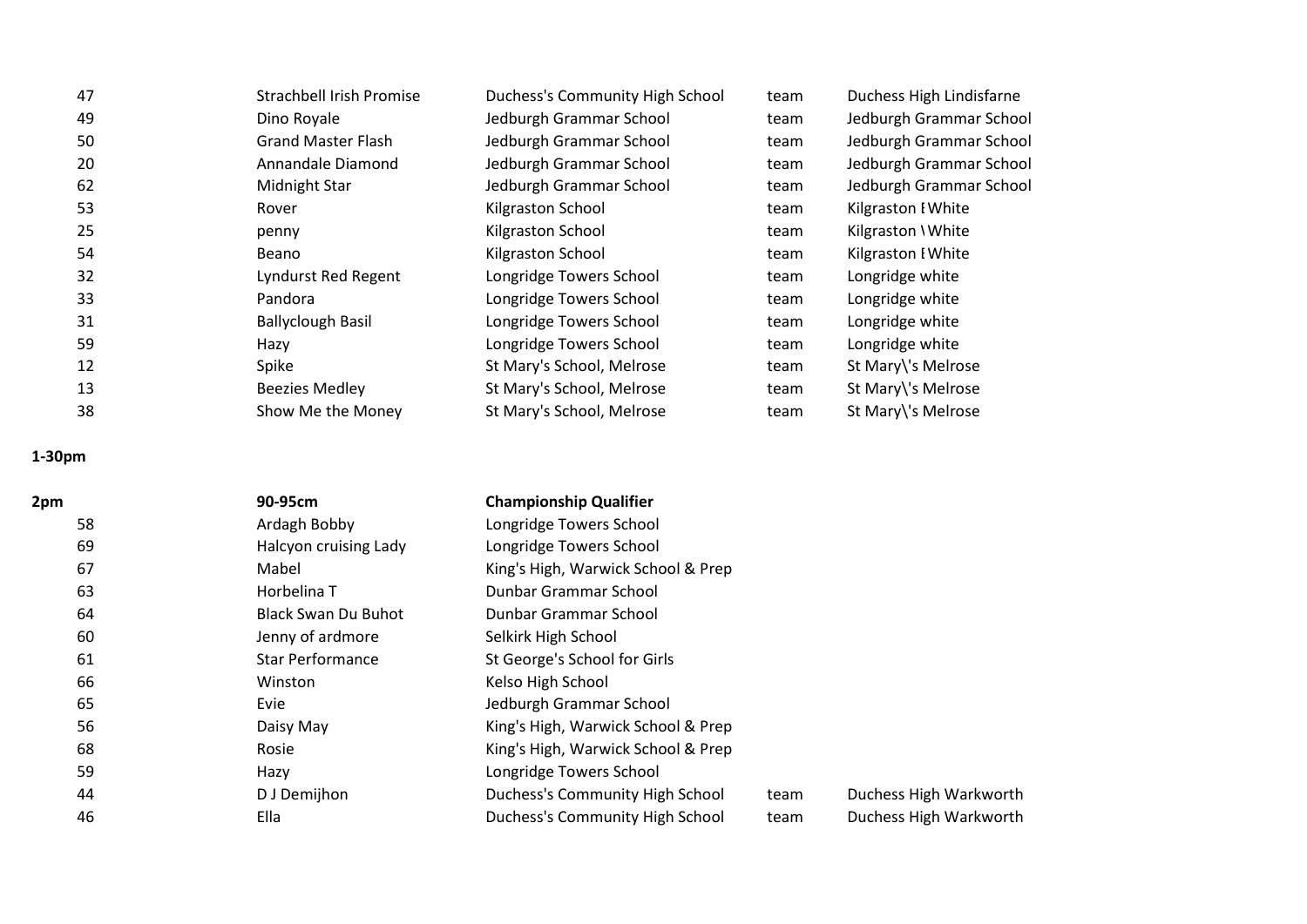| | | | | |
|---|---|---|---|---|
| 47 | Strachbell Irish Promise | Duchess's Community High School | team | Duchess High Lindisfarne |
| 49 | Dino Royale | Jedburgh Grammar School | team | Jedburgh Grammar School |
| 50 | Grand Master Flash | Jedburgh Grammar School | team | Jedburgh Grammar School |
| 20 | Annandale Diamond | Jedburgh Grammar School | team | Jedburgh Grammar School |
| 62 | Midnight Star | Jedburgh Grammar School | team | Jedburgh Grammar School |
| 53 | Rover | Kilgraston School | team | Kilgraston I White |
| 25 | penny | Kilgraston School | team | Kilgraston \ White |
| 54 | Beano | Kilgraston School | team | Kilgraston I White |
| 32 | Lyndurst Red Regent | Longridge Towers School | team | Longridge white |
| 33 | Pandora | Longridge Towers School | team | Longridge white |
| 31 | Ballyclough Basil | Longridge Towers School | team | Longridge white |
| 59 | Hazy | Longridge Towers School | team | Longridge white |
| 12 | Spike | St Mary's School, Melrose | team | St Mary\'s Melrose |
| 13 | Beezies Medley | St Mary's School, Melrose | team | St Mary\'s Melrose |
| 38 | Show Me the Money | St Mary's School, Melrose | team | St Mary\'s Melrose |

**1-30pm**

| **2pm** | **90-95cm** | **Championship Qualifier** | | |
|---|---|---|---|---|
| 58 | Ardagh Bobby | Longridge Towers School | | |
| 69 | Halcyon cruising Lady | Longridge Towers School | | |
| 67 | Mabel | King's High, Warwick School & Prep | | |
| 63 | Horbelina T | Dunbar Grammar School | | |
| 64 | Black Swan Du Buhot | Dunbar Grammar School | | |
| 60 | Jenny of ardmore | Selkirk High School | | |
| 61 | Star Performance | St George's School for Girls | | |
| 66 | Winston | Kelso High School | | |
| 65 | Evie | Jedburgh Grammar School | | |
| 56 | Daisy May | King's High, Warwick School & Prep | | |
| 68 | Rosie | King's High, Warwick School & Prep | | |
| 59 | Hazy | Longridge Towers School | | |
| 44 | D J Demijhon | Duchess's Community High School | team | Duchess High Warkworth |
| 46 | Ella | Duchess's Community High School | team | Duchess High Warkworth |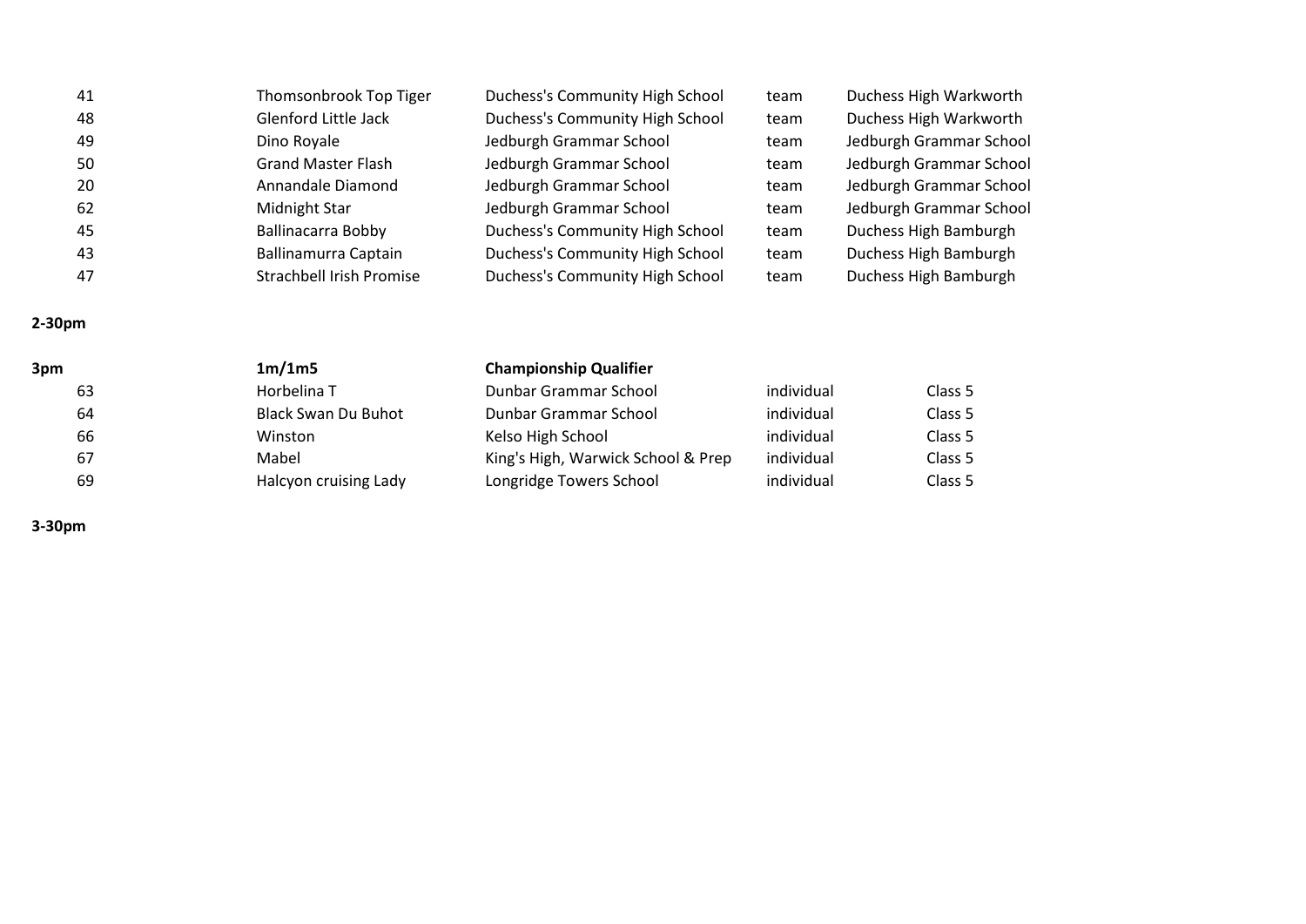| | | | | |
|---|---|---|---|---|
| 41 | Thomsonbrook Top Tiger | Duchess's Community High School | team | Duchess High Warkworth |
| 48 | Glenford Little Jack | Duchess's Community High School | team | Duchess High Warkworth |
| 49 | Dino Royale | Jedburgh Grammar School | team | Jedburgh Grammar School |
| 50 | Grand Master Flash | Jedburgh Grammar School | team | Jedburgh Grammar School |
| 20 | Annandale Diamond | Jedburgh Grammar School | team | Jedburgh Grammar School |
| 62 | Midnight Star | Jedburgh Grammar School | team | Jedburgh Grammar School |
| 45 | Ballinacarra Bobby | Duchess's Community High School | team | Duchess High Bamburgh |
| 43 | Ballinamurra Captain | Duchess's Community High School | team | Duchess High Bamburgh |
| 47 | Strachbell Irish Promise | Duchess's Community High School | team | Duchess High Bamburgh |

**2-30pm**

| **3pm** | **1m/1m5** | **Championship Qualifier** | | |
|---|---|---|---|---|
| 63 | Horbelina T | Dunbar Grammar School | individual | Class 5 |
| 64 | Black Swan Du Buhot | Dunbar Grammar School | individual | Class 5 |
| 66 | Winston | Kelso High School | individual | Class 5 |
| 67 | Mabel | King's High, Warwick School & Prep | individual | Class 5 |
| 69 | Halcyon cruising Lady | Longridge Towers School | individual | Class 5 |

**3-30pm**